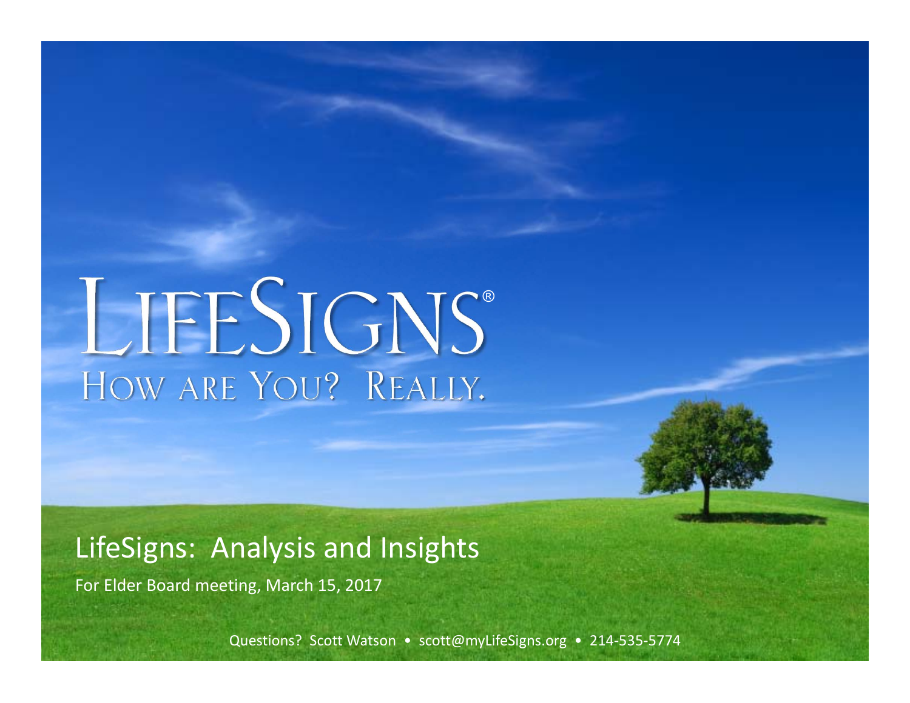# LifeSigns®

## How are You? Really.

## LifeSigns: Analysis and Insights

For Elder Board meeting, March 15, 2017

Questions? Scott Watson • scott@myLifeSigns.org • 214-535-5774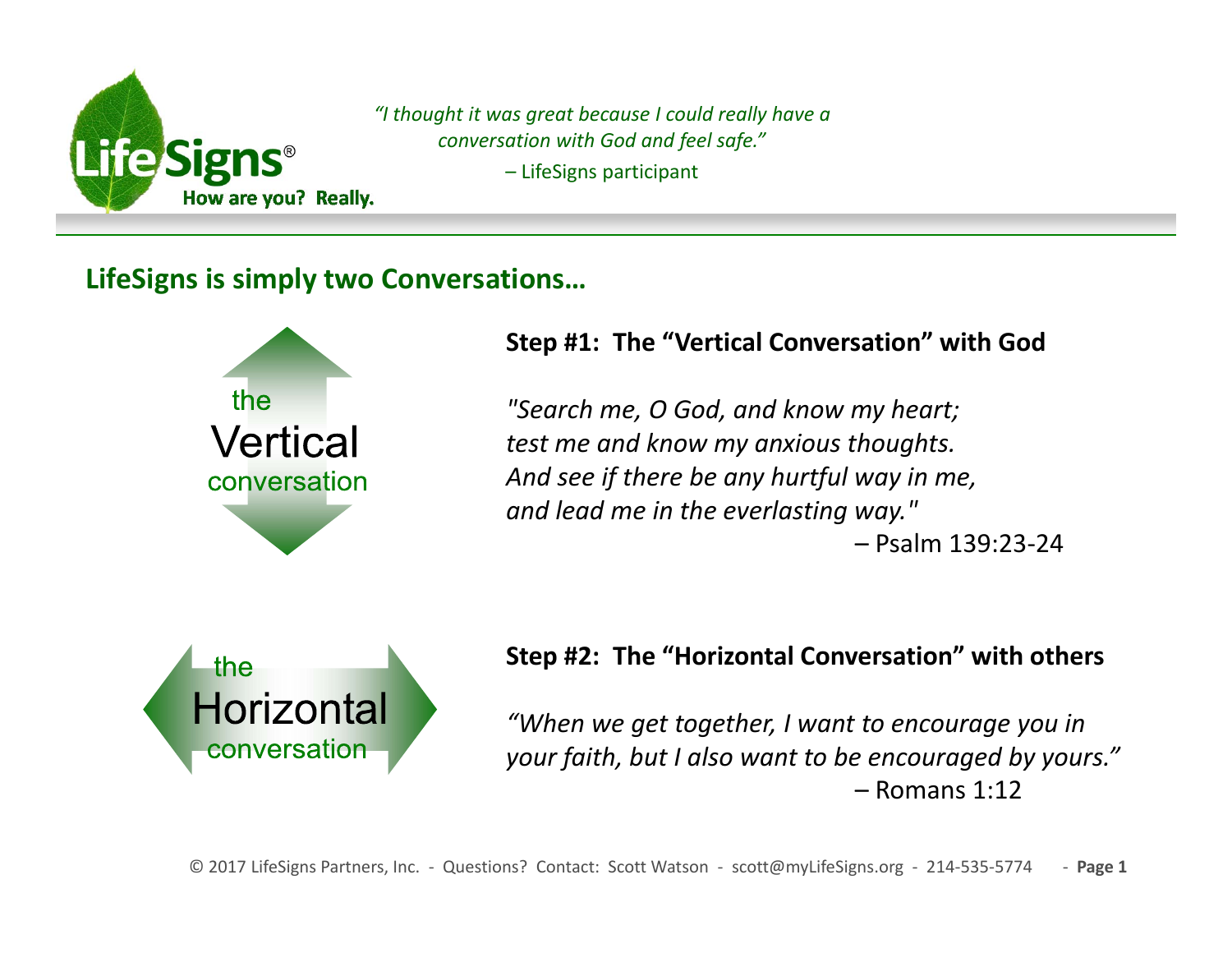LifeSigns®

How are you? Really.

*"I thought it was great because I could really have a conversation with God and feel safe."*

– LifeSigns participant

## LifeSigns is simply two Conversations…

the **Vertical** conversation

### Step #1: The "Vertical Conversation" with God

*"Search me, O God, and know my heart;*
*test me and know my anxious thoughts.*
*And see if there be any hurtful way in me,*
*and lead me in the everlasting way."*

– Psalm 139:23-24

the **Horizontal** conversation

### Step #2: The "Horizontal Conversation" with others

*"When we get together, I want to encourage you in your faith, but I also want to be encouraged by yours."*

– Romans 1:12

© 2017 LifeSigns Partners, Inc. - Questions? Contact: Scott Watson - scott@myLifeSigns.org - 214-535-5774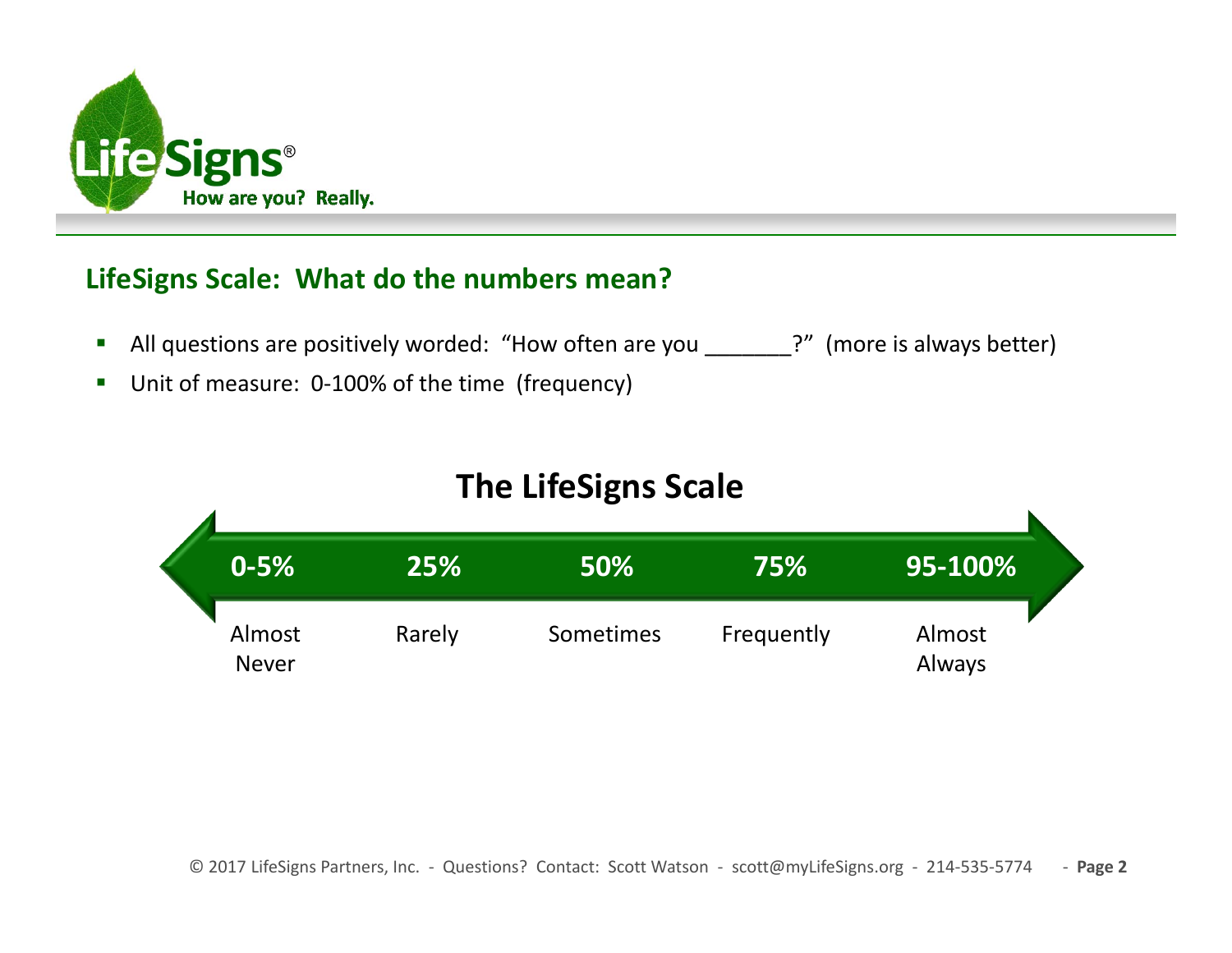LifeSigns®

How are you? Really.

## LifeSigns Scale: What do the numbers mean?

- All questions are positively worded: "How often are you _______?" (more is always better)
- Unit of measure: 0-100% of the time (frequency)

### The LifeSigns Scale

| 0-5% | 25% | 50% | 75% | 95-100% |
|---|---|---|---|---|
| Almost Never | Rarely | Sometimes | Frequently | Almost Always |

© 2017 LifeSigns Partners, Inc. - Questions? Contact: Scott Watson - scott@myLifeSigns.org - 214-535-5774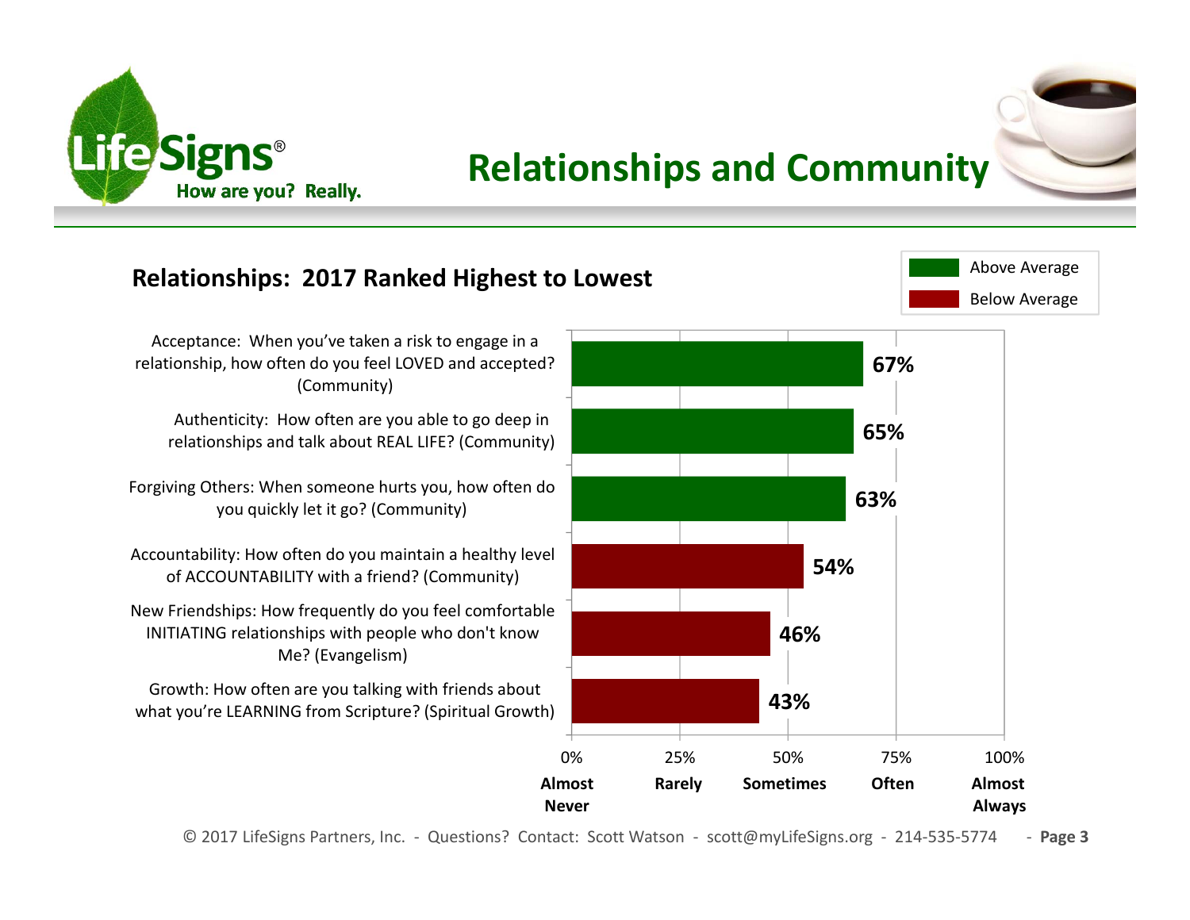# Relationships and Community

## Relationships: 2017 Ranked Highest to Lowest

| Question | Score | Rating |
| --- | --- | --- |
| Acceptance: When you've taken a risk to engage in a relationship, how often do you feel LOVED and accepted? (Community) | 67% | Above Average |
| Authenticity: How often are you able to go deep in relationships and talk about REAL LIFE? (Community) | 65% | Above Average |
| Forgiving Others: When someone hurts you, how often do you quickly let it go? (Community) | 63% | Above Average |
| Accountability: How often do you maintain a healthy level of ACCOUNTABILITY with a friend? (Community) | 54% | Below Average |
| New Friendships: How frequently do you feel comfortable INITIATING relationships with people who don't know Me? (Evangelism) | 46% | Below Average |
| Growth: How often are you talking with friends about what you're LEARNING from Scripture? (Spiritual Growth) | 43% | Below Average |

Scale: 0% Almost Never, 25% Rarely, 50% Sometimes, 75% Often, 100% Almost Always

© 2017 LifeSigns Partners, Inc. - Questions? Contact: Scott Watson - scott@myLifeSigns.org - 214-535-5774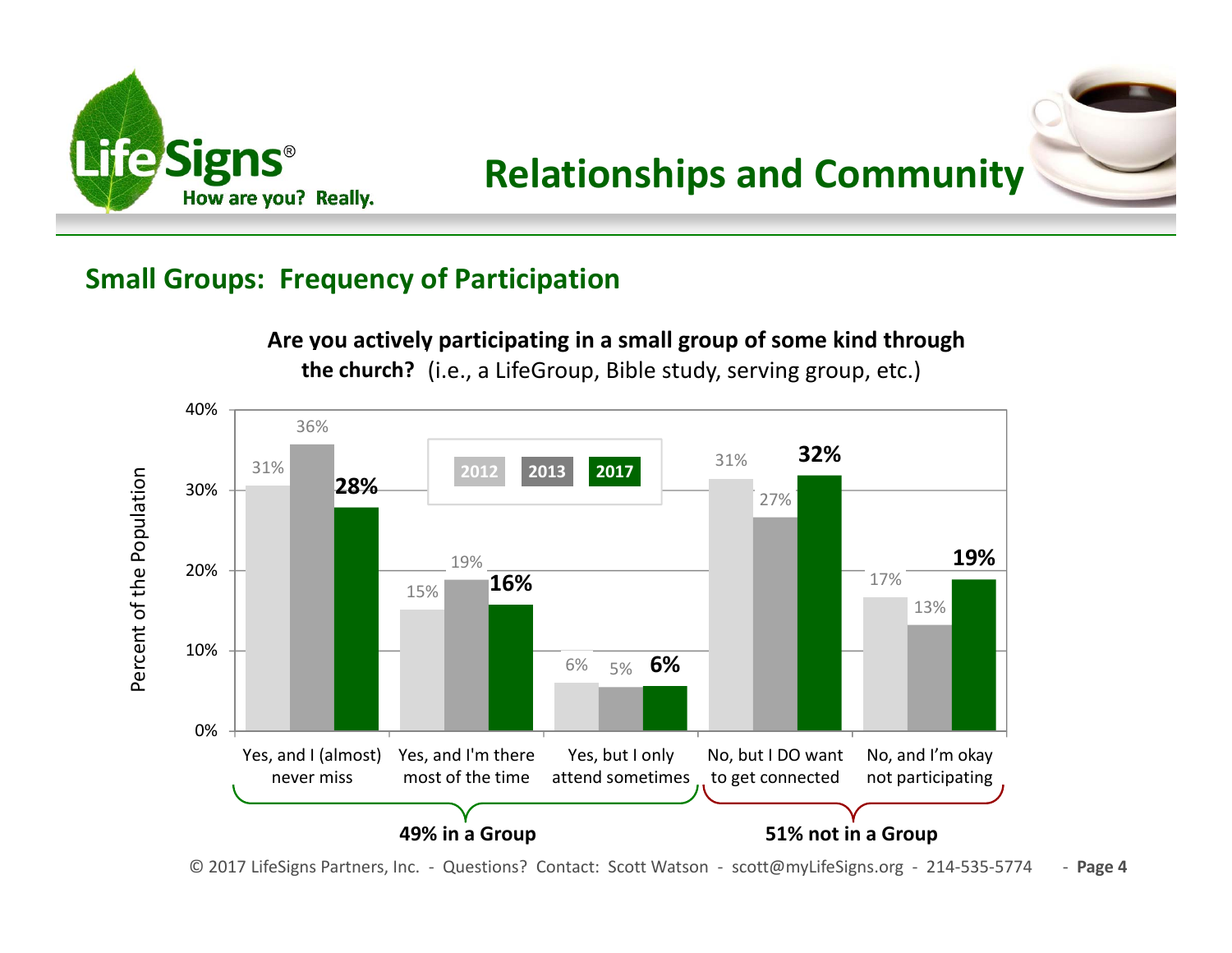# Relationships and Community

## Small Groups: Frequency of Participation

**Are you actively participating in a small group of some kind through the church?** (i.e., a LifeGroup, Bible study, serving group, etc.)

| Response | 2012 | 2013 | 2017 |
|---|---|---|---|
| Yes, and I (almost) never miss | 31% | 36% | **28%** |
| Yes, and I'm there most of the time | 15% | 19% | **16%** |
| Yes, but I only attend sometimes | 6% | 5% | **6%** |
| No, but I DO want to get connected | 31% | 27% | **32%** |
| No, and I'm okay not participating | 17% | 13% | **19%** |

Y-axis: Percent of the Population

**49% in a Group** — **51% not in a Group**

© 2017 LifeSigns Partners, Inc. - Questions? Contact: Scott Watson - scott@myLifeSigns.org - 214-535-5774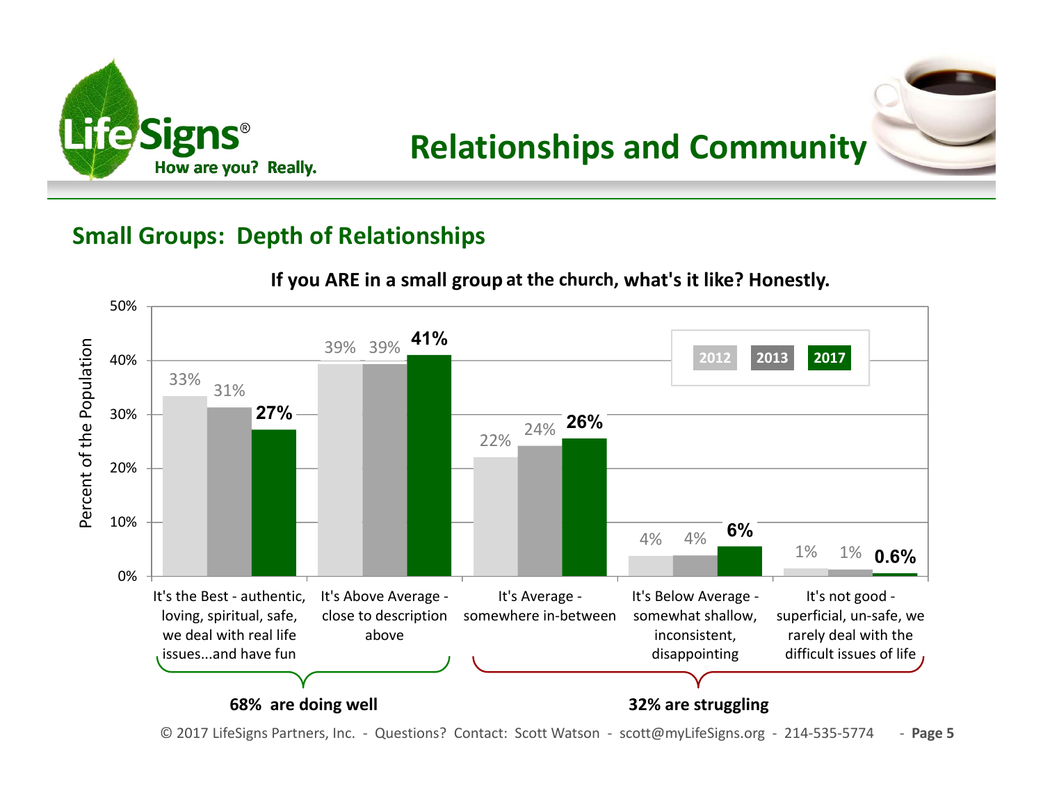# Relationships and Community

## Small Groups: Depth of Relationships

**If you ARE in a small group at the church, what's it like? Honestly.**

| Response | 2012 | 2013 | 2017 |
|---|---|---|---|
| It's the Best - authentic, loving, spiritual, safe, we deal with real life issues...and have fun | 33% | 31% | **27%** |
| It's Above Average - close to description above | 39% | 39% | **41%** |
| It's Average - somewhere in-between | 22% | 24% | **26%** |
| It's Below Average - somewhat shallow, inconsistent, disappointing | 4% | 4% | **6%** |
| It's not good - superficial, un-safe, we rarely deal with the difficult issues of life | 1% | 1% | **0.6%** |

Y-axis: Percent of the Population

**68% are doing well** (It's the Best; It's Above Average)

**32% are struggling** (It's Average; It's Below Average; It's not good)

© 2017 LifeSigns Partners, Inc. - Questions? Contact: Scott Watson - scott@myLifeSigns.org - 214-535-5774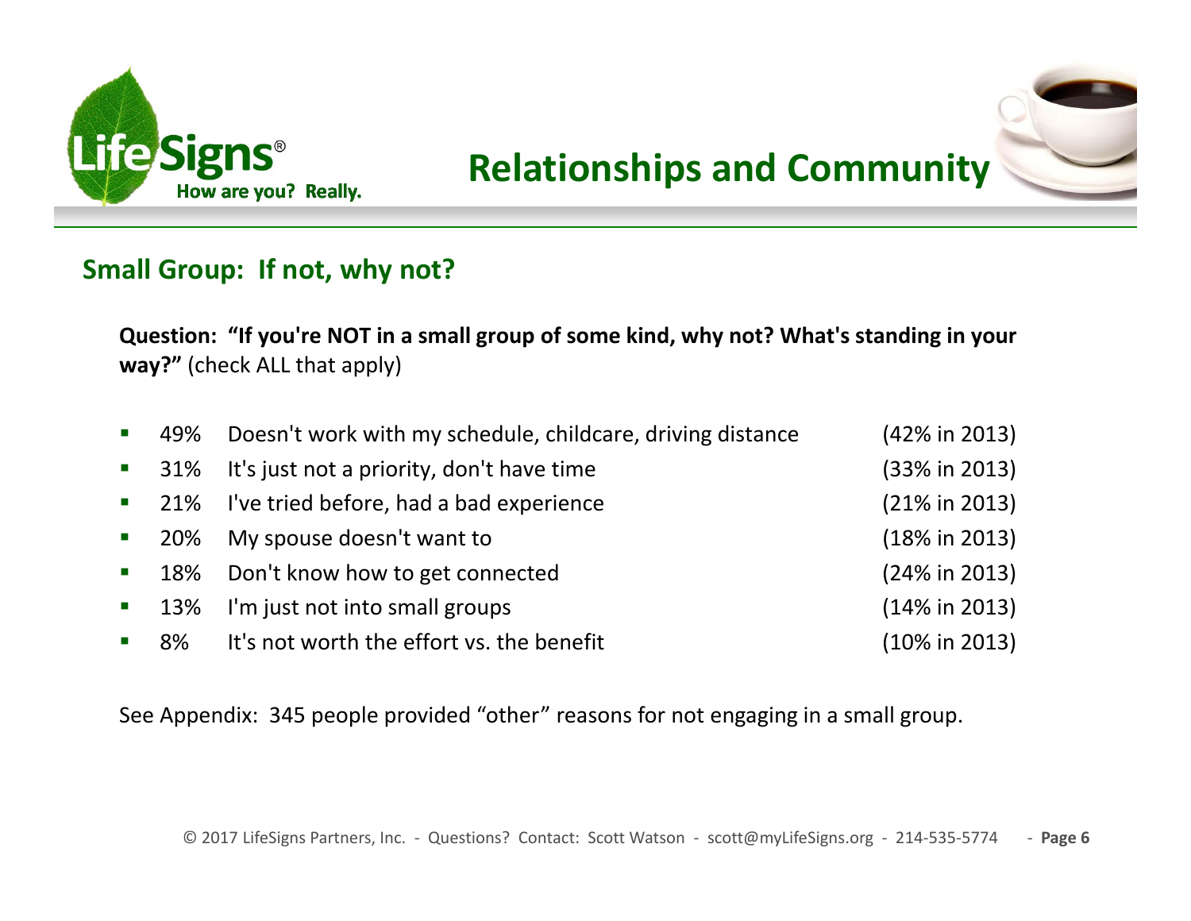# Relationships and Community

## Small Group: If not, why not?

**Question: "If you're NOT in a small group of some kind, why not? What's standing in your way?"** (check ALL that apply)

- 49% Doesn't work with my schedule, childcare, driving distance (42% in 2013)
- 31% It's just not a priority, don't have time (33% in 2013)
- 21% I've tried before, had a bad experience (21% in 2013)
- 20% My spouse doesn't want to (18% in 2013)
- 18% Don't know how to get connected (24% in 2013)
- 13% I'm just not into small groups (14% in 2013)
- 8% It's not worth the effort vs. the benefit (10% in 2013)

See Appendix: 345 people provided "other" reasons for not engaging in a small group.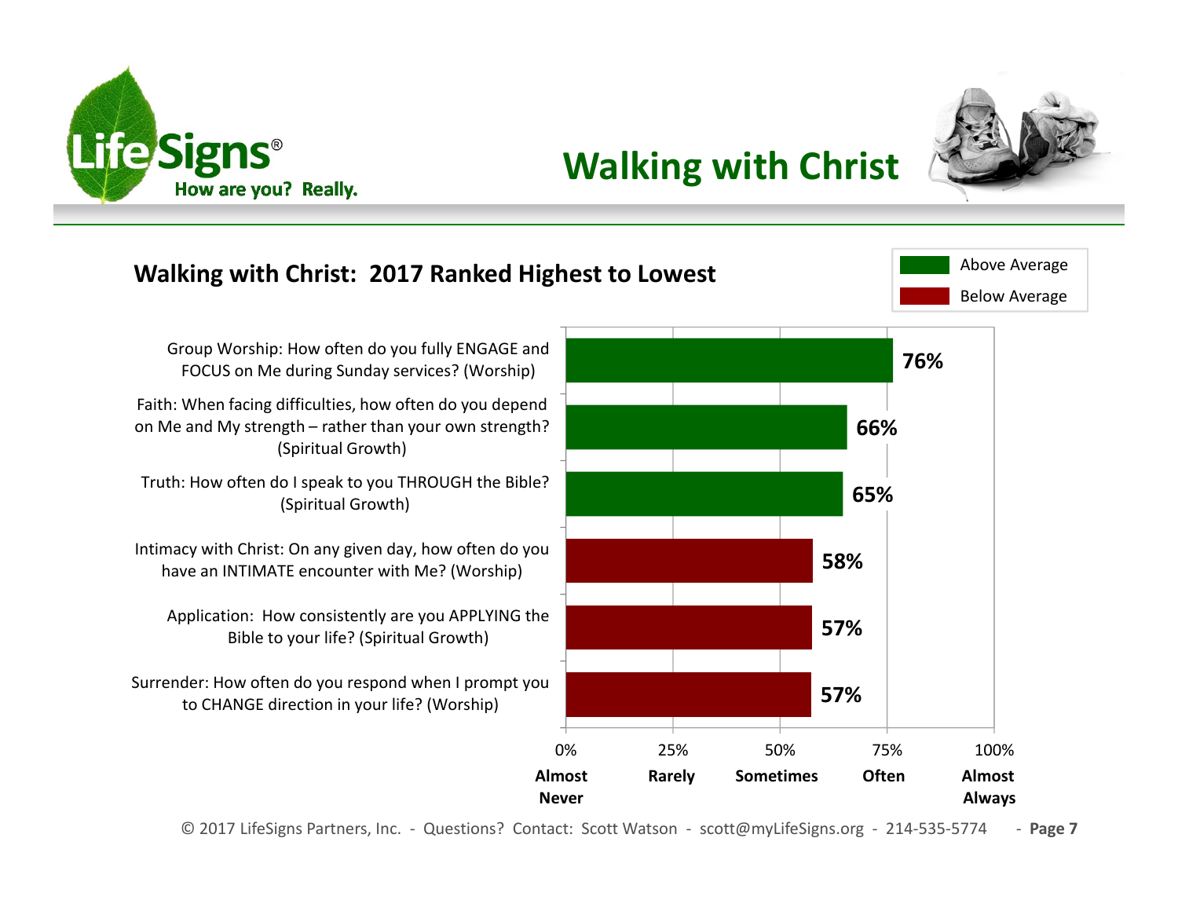# Walking with Christ

## Walking with Christ: 2017 Ranked Highest to Lowest

| Question | Score | Rating |
|---|---|---|
| Group Worship: How often do you fully ENGAGE and FOCUS on Me during Sunday services? (Worship) | 76% | Above Average |
| Faith: When facing difficulties, how often do you depend on Me and My strength – rather than your own strength? (Spiritual Growth) | 66% | Above Average |
| Truth: How often do I speak to you THROUGH the Bible? (Spiritual Growth) | 65% | Above Average |
| Intimacy with Christ: On any given day, how often do you have an INTIMATE encounter with Me? (Worship) | 58% | Below Average |
| Application: How consistently are you APPLYING the Bible to your life? (Spiritual Growth) | 57% | Below Average |
| Surrender: How often do you respond when I prompt you to CHANGE direction in your life? (Worship) | 57% | Below Average |

Scale: 0% **Almost Never** – 25% **Rarely** – 50% **Sometimes** – 75% **Often** – 100% **Almost Always**

© 2017 LifeSigns Partners, Inc. - Questions? Contact: Scott Watson - scott@myLifeSigns.org - 214-535-5774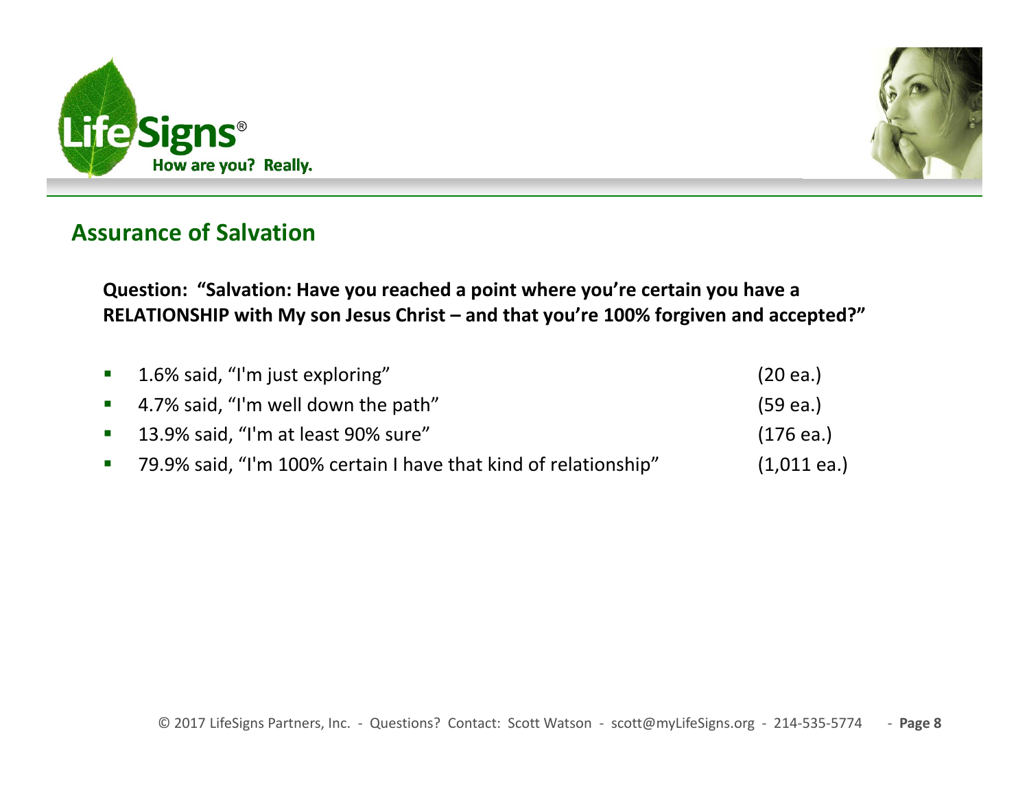## Assurance of Salvation

**Question: "Salvation: Have you reached a point where you're certain you have a RELATIONSHIP with My son Jesus Christ – and that you're 100% forgiven and accepted?"**

- 1.6% said, "I'm just exploring" (20 ea.)
- 4.7% said, "I'm well down the path" (59 ea.)
- 13.9% said, "I'm at least 90% sure" (176 ea.)
- 79.9% said, "I'm 100% certain I have that kind of relationship" (1,011 ea.)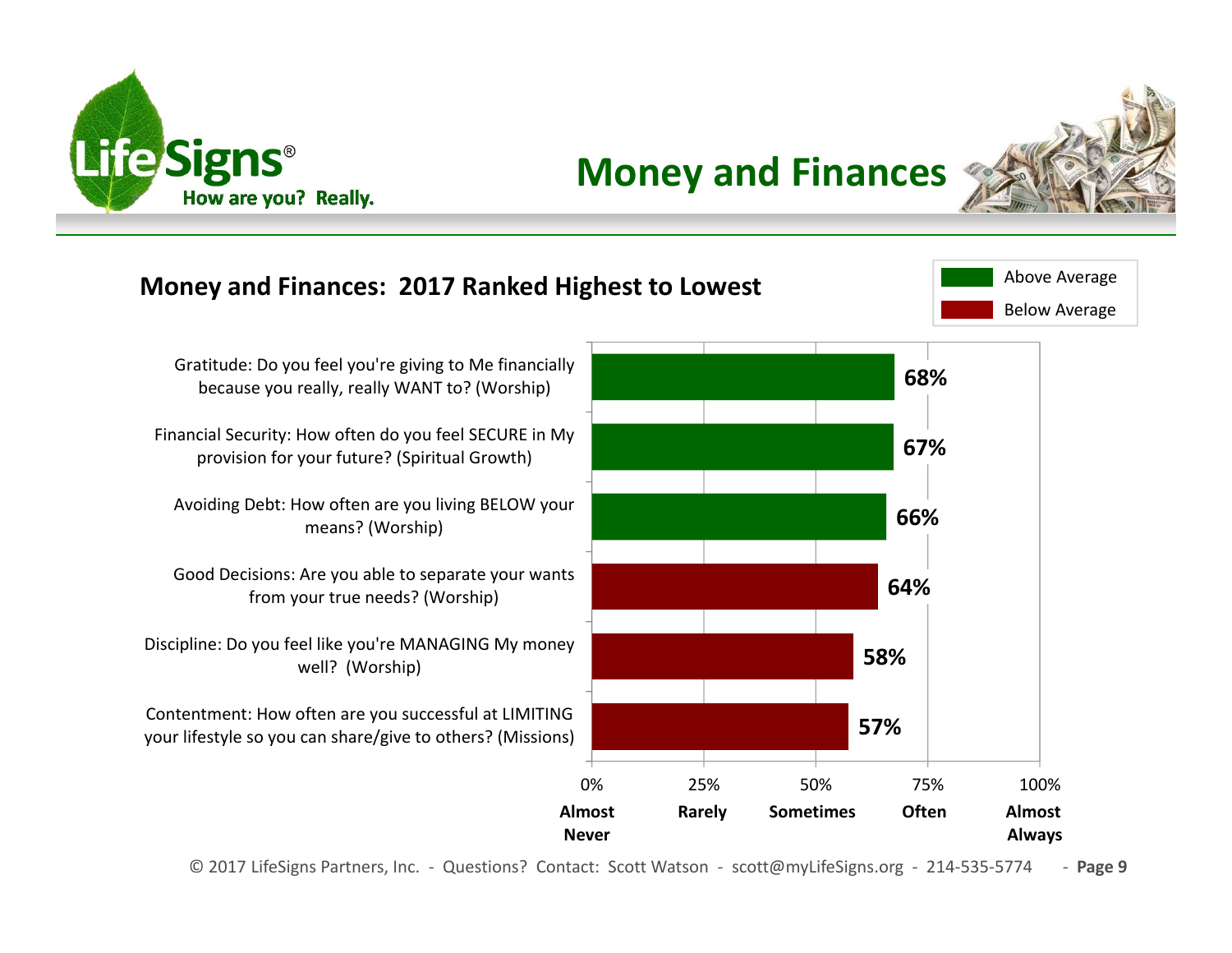# Money and Finances

## Money and Finances: 2017 Ranked Highest to Lowest

Legend: Above Average (green) / Below Average (red)

| Question | Score | Rating |
| --- | --- | --- |
| Gratitude: Do you feel you're giving to Me financially because you really, really WANT to? (Worship) | 68% | Above Average |
| Financial Security: How often do you feel SECURE in My provision for your future? (Spiritual Growth) | 67% | Above Average |
| Avoiding Debt: How often are you living BELOW your means? (Worship) | 66% | Above Average |
| Good Decisions: Are you able to separate your wants from your true needs? (Worship) | 64% | Below Average |
| Discipline: Do you feel like you're MANAGING My money well? (Worship) | 58% | Below Average |
| Contentment: How often are you successful at LIMITING your lifestyle so you can share/give to others? (Missions) | 57% | Below Average |

Scale: 0% Almost Never · 25% Rarely · 50% Sometimes · 75% Often · 100% Almost Always

© 2017 LifeSigns Partners, Inc. - Questions? Contact: Scott Watson - scott@myLifeSigns.org - 214-535-5774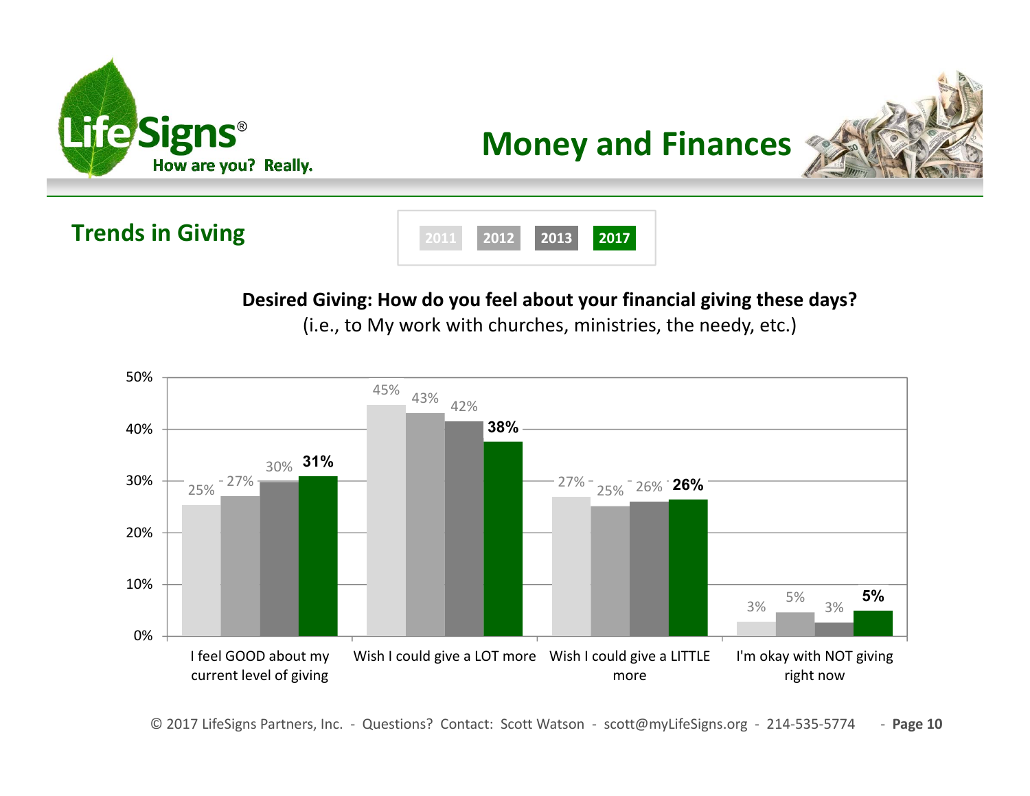# Money and Finances

## Trends in Giving

**Desired Giving: How do you feel about your financial giving these days?**
(i.e., to My work with churches, ministries, the needy, etc.)

| | 2011 | 2012 | 2013 | 2017 |
|---|---|---|---|---|
| I feel GOOD about my current level of giving | 25% | 27% | 30% | **31%** |
| Wish I could give a LOT more | 45% | 43% | 42% | **38%** |
| Wish I could give a LITTLE more | 27% | 25% | 26% | **26%** |
| I'm okay with NOT giving right now | 3% | 5% | 3% | **5%** |

© 2017 LifeSigns Partners, Inc. - Questions? Contact: Scott Watson - scott@myLifeSigns.org - 214-535-5774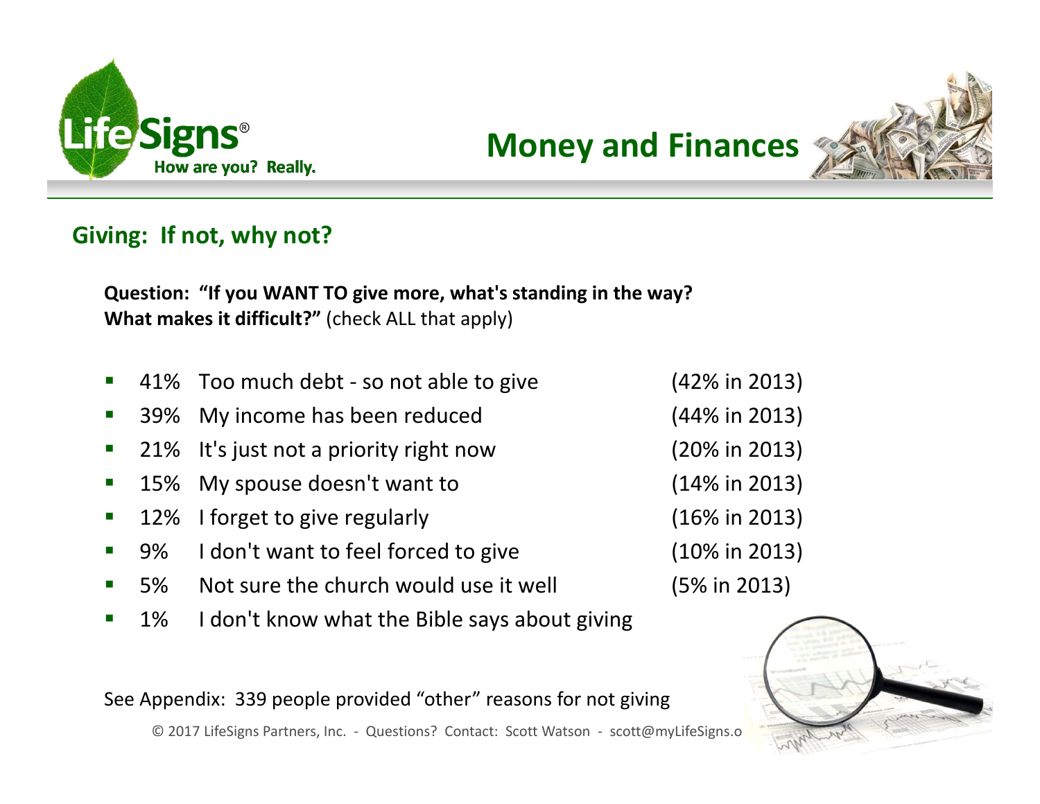# Money and Finances

## Giving: If not, why not?

**Question: "If you WANT TO give more, what's standing in the way? What makes it difficult?"** (check ALL that apply)

- 41% Too much debt - so not able to give (42% in 2013)
- 39% My income has been reduced (44% in 2013)
- 21% It's just not a priority right now (20% in 2013)
- 15% My spouse doesn't want to (14% in 2013)
- 12% I forget to give regularly (16% in 2013)
- 9% I don't want to feel forced to give (10% in 2013)
- 5% Not sure the church would use it well (5% in 2013)
- 1% I don't know what the Bible says about giving

See Appendix: 339 people provided "other" reasons for not giving

© 2017 LifeSigns Partners, Inc. - Questions? Contact: Scott Watson - scott@myLifeSigns.o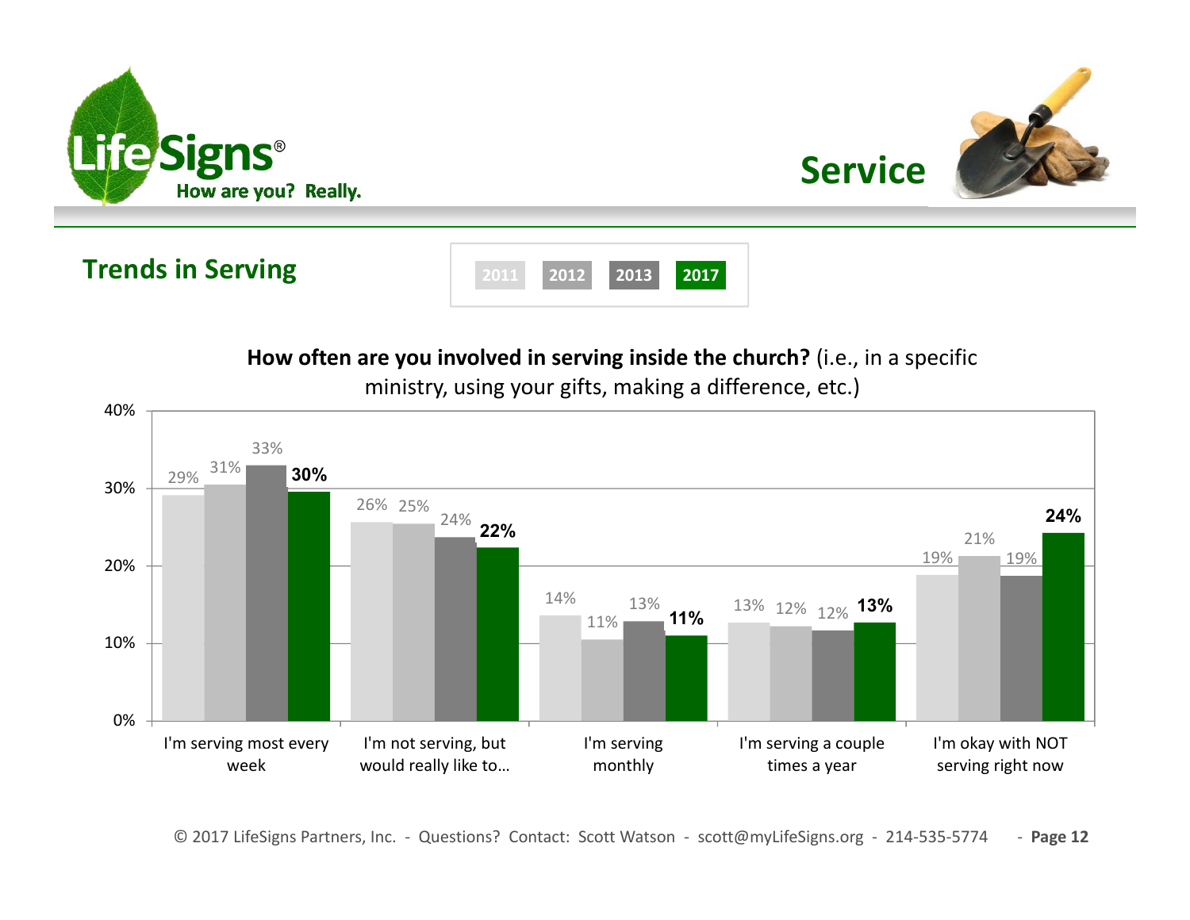# Service

## Trends in Serving

**How often are you involved in serving inside the church?** (i.e., in a specific ministry, using your gifts, making a difference, etc.)

| | 2011 | 2012 | 2013 | 2017 |
|---|---|---|---|---|
| I'm serving most every week | 29% | 31% | 33% | **30%** |
| I'm not serving, but would really like to… | 26% | 25% | 24% | **22%** |
| I'm serving monthly | 14% | 11% | 13% | **11%** |
| I'm serving a couple times a year | 13% | 12% | 12% | **13%** |
| I'm okay with NOT serving right now | 19% | 21% | 19% | **24%** |

© 2017 LifeSigns Partners, Inc. - Questions? Contact: Scott Watson - scott@myLifeSigns.org - 214-535-5774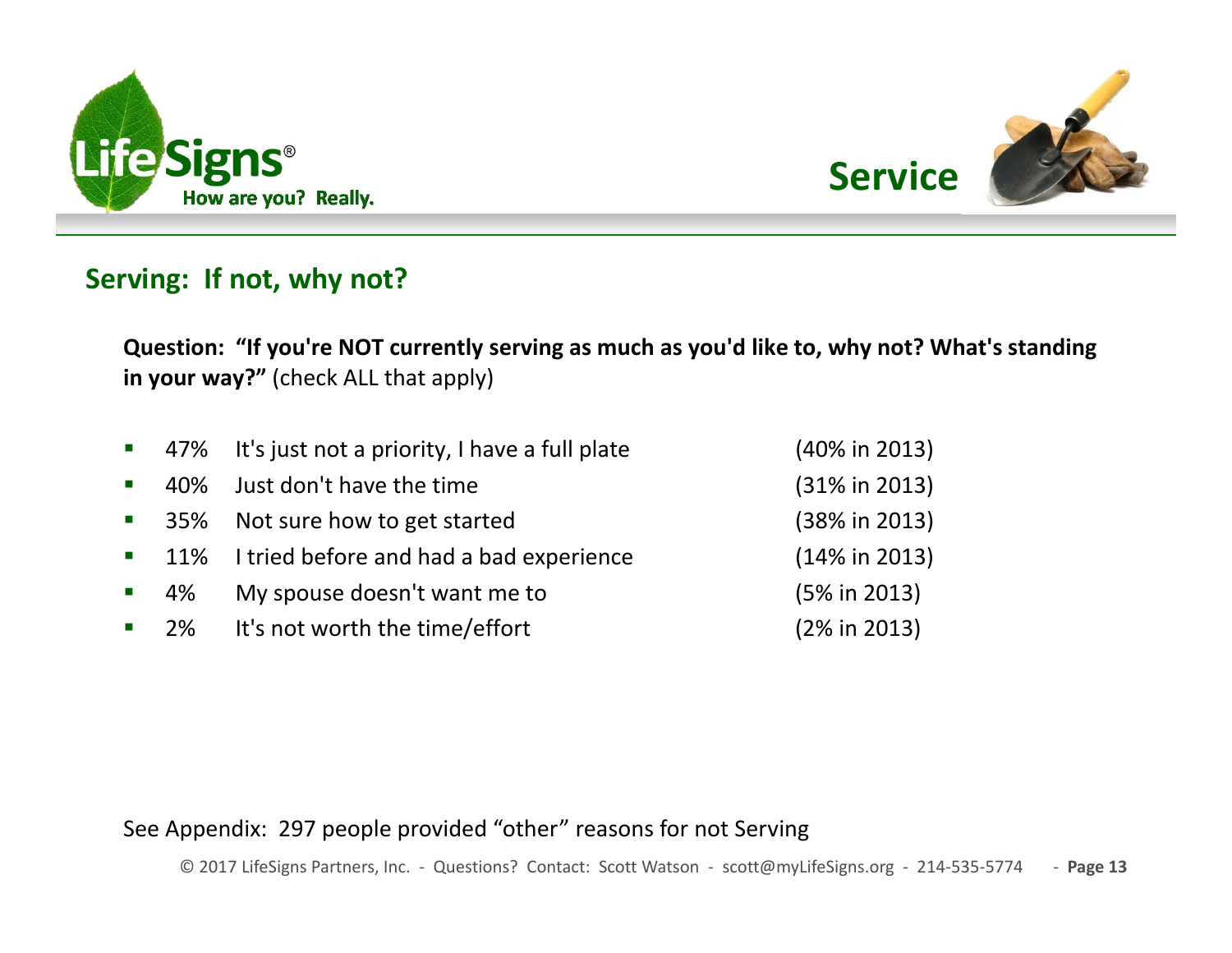# Service

## Serving: If not, why not?

**Question: "If you're NOT currently serving as much as you'd like to, why not? What's standing in your way?"** (check ALL that apply)

- 47% It's just not a priority, I have a full plate (40% in 2013)
- 40% Just don't have the time (31% in 2013)
- 35% Not sure how to get started (38% in 2013)
- 11% I tried before and had a bad experience (14% in 2013)
- 4% My spouse doesn't want me to (5% in 2013)
- 2% It's not worth the time/effort (2% in 2013)

See Appendix: 297 people provided "other" reasons for not Serving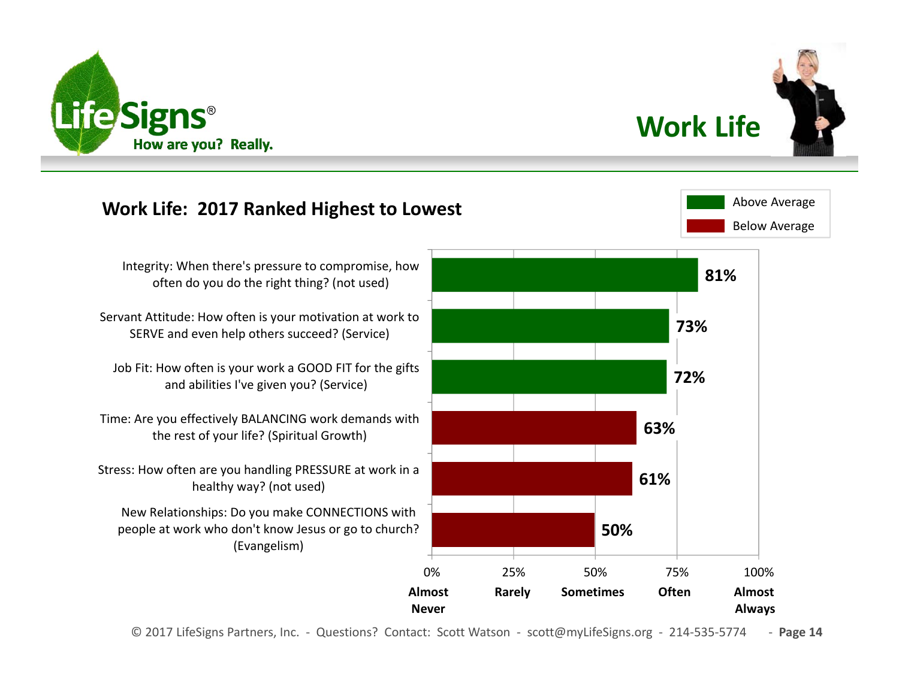# Work Life

## Work Life: 2017 Ranked Highest to Lowest

| Question | Score | Rating |
|---|---|---|
| Integrity: When there's pressure to compromise, how often do you do the right thing? (not used) | 81% | Above Average |
| Servant Attitude: How often is your motivation at work to SERVE and even help others succeed? (Service) | 73% | Above Average |
| Job Fit: How often is your work a GOOD FIT for the gifts and abilities I've given you? (Service) | 72% | Above Average |
| Time: Are you effectively BALANCING work demands with the rest of your life? (Spiritual Growth) | 63% | Below Average |
| Stress: How often are you handling PRESSURE at work in a healthy way? (not used) | 61% | Below Average |
| New Relationships: Do you make CONNECTIONS with people at work who don't know Jesus or go to church? (Evangelism) | 50% | Below Average |

Scale: 0% Almost Never – 25% Rarely – 50% Sometimes – 75% Often – 100% Almost Always

© 2017 LifeSigns Partners, Inc. - Questions? Contact: Scott Watson - scott@myLifeSigns.org - 214-535-5774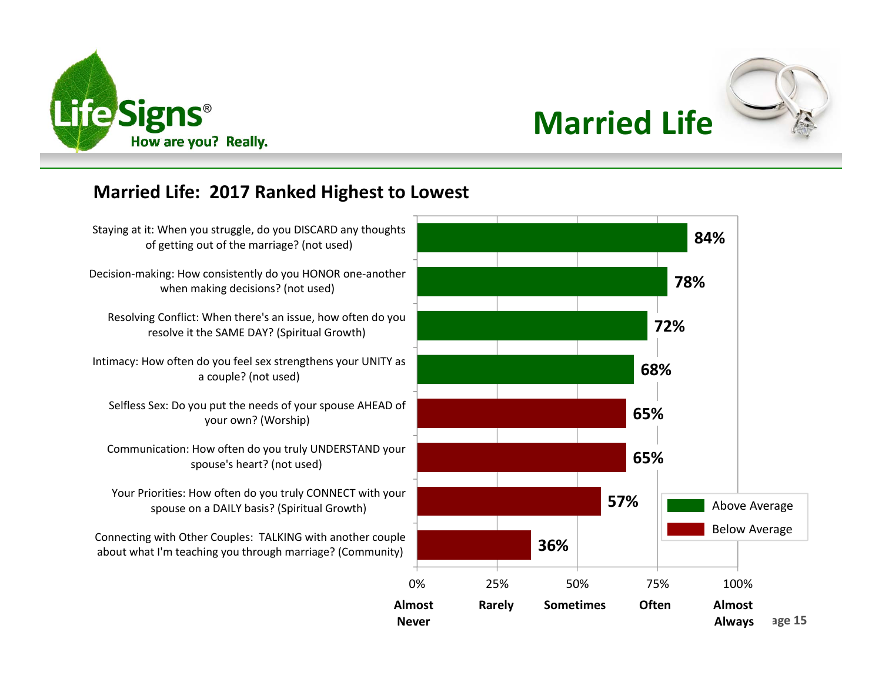# Married Life

LifeSigns® How are you? Really.

## Married Life: 2017 Ranked Highest to Lowest

| Item | Score | Category |
|---|---|---|
| Staying at it: When you struggle, do you DISCARD any thoughts of getting out of the marriage? (not used) | 84% | Above Average |
| Decision-making: How consistently do you HONOR one-another when making decisions? (not used) | 78% | Above Average |
| Resolving Conflict: When there's an issue, how often do you resolve it the SAME DAY? (Spiritual Growth) | 72% | Above Average |
| Intimacy: How often do you feel sex strengthens your UNITY as a couple? (not used) | 68% | Above Average |
| Selfless Sex: Do you put the needs of your spouse AHEAD of your own? (Worship) | 65% | Below Average |
| Communication: How often do you truly UNDERSTAND your spouse's heart? (not used) | 65% | Below Average |
| Your Priorities: How often do you truly CONNECT with your spouse on a DAILY basis? (Spiritual Growth) | 57% | Below Average |
| Connecting with Other Couples: TALKING with another couple about what I'm teaching you through marriage? (Community) | 36% | Below Average |

Scale: 0% Almost Never; 25% Rarely; 50% Sometimes; 75% Often; 100% Almost Always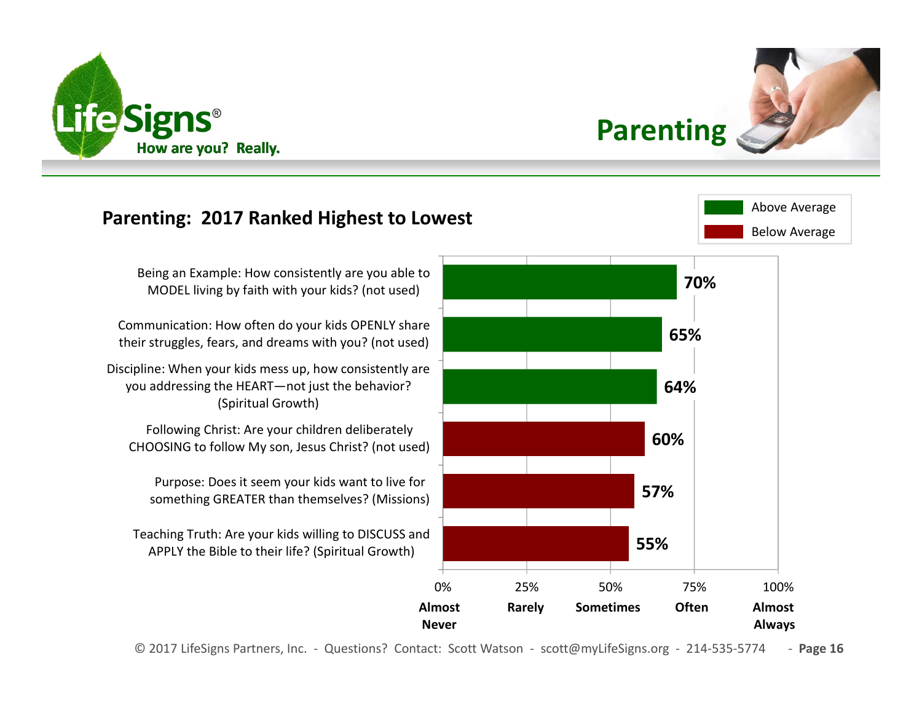# Parenting

## Parenting: 2017 Ranked Highest to Lowest

| Question | Score | Rating |
| --- | --- | --- |
| Being an Example: How consistently are you able to MODEL living by faith with your kids? (not used) | 70% | Above Average |
| Communication: How often do your kids OPENLY share their struggles, fears, and dreams with you? (not used) | 65% | Above Average |
| Discipline: When your kids mess up, how consistently are you addressing the HEART—not just the behavior? (Spiritual Growth) | 64% | Above Average |
| Following Christ: Are your children deliberately CHOOSING to follow My son, Jesus Christ? (not used) | 60% | Below Average |
| Purpose: Does it seem your kids want to live for something GREATER than themselves? (Missions) | 57% | Below Average |
| Teaching Truth: Are your kids willing to DISCUSS and APPLY the Bible to their life? (Spiritual Growth) | 55% | Below Average |

Scale: 0% Almost Never, 25% Rarely, 50% Sometimes, 75% Often, 100% Almost Always

© 2017 LifeSigns Partners, Inc. - Questions? Contact: Scott Watson - scott@myLifeSigns.org - 214-535-5774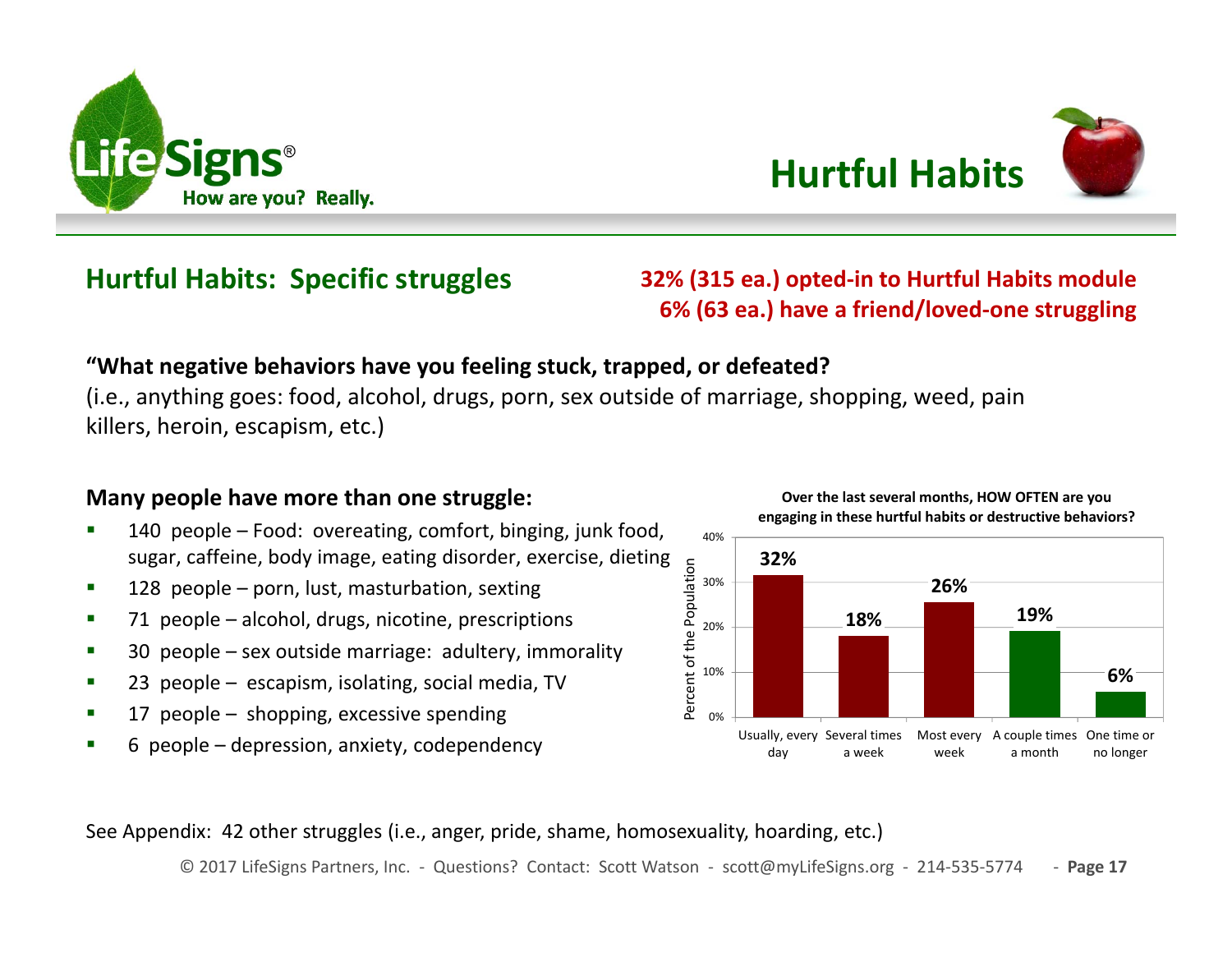# Hurtful Habits

## Hurtful Habits: Specific struggles

**32% (315 ea.) opted-in to Hurtful Habits module**
**6% (63 ea.) have a friend/loved-one struggling**

**"What negative behaviors have you feeling stuck, trapped, or defeated?**
(i.e., anything goes: food, alcohol, drugs, porn, sex outside of marriage, shopping, weed, pain killers, heroin, escapism, etc.)

**Many people have more than one struggle:**

- 140 people – Food: overeating, comfort, binging, junk food, sugar, caffeine, body image, eating disorder, exercise, dieting
- 128 people – porn, lust, masturbation, sexting
- 71 people – alcohol, drugs, nicotine, prescriptions
- 30 people – sex outside marriage: adultery, immorality
- 23 people – escapism, isolating, social media, TV
- 17 people – shopping, excessive spending
- 6 people – depression, anxiety, codependency

**Over the last several months, HOW OFTEN are you engaging in these hurtful habits or destructive behaviors?**

| Frequency | Percent of the Population |
|---|---|
| Usually, every day | 32% |
| Several times a week | 18% |
| Most every week | 26% |
| A couple times a month | 19% |
| One time or no longer | 6% |

See Appendix: 42 other struggles (i.e., anger, pride, shame, homosexuality, hoarding, etc.)

© 2017 LifeSigns Partners, Inc. - Questions? Contact: Scott Watson - scott@myLifeSigns.org - 214-535-5774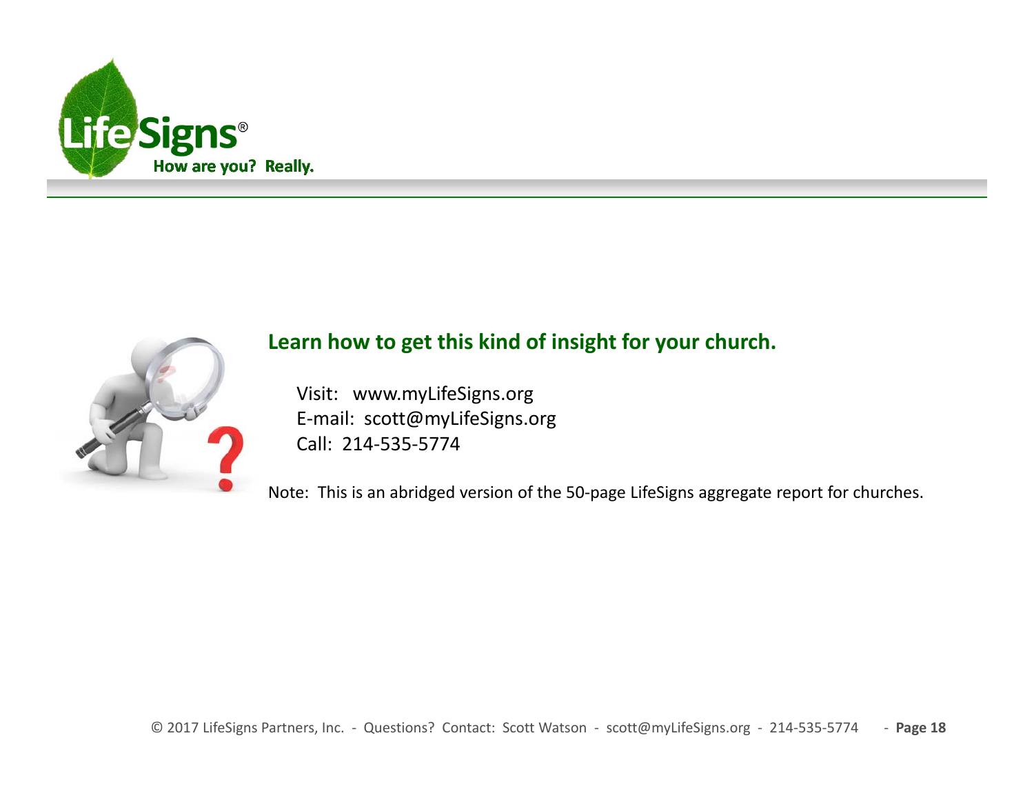## Learn how to get this kind of insight for your church.

Visit: www.myLifeSigns.org
E-mail: scott@myLifeSigns.org
Call: 214-535-5774

Note: This is an abridged version of the 50-page LifeSigns aggregate report for churches.